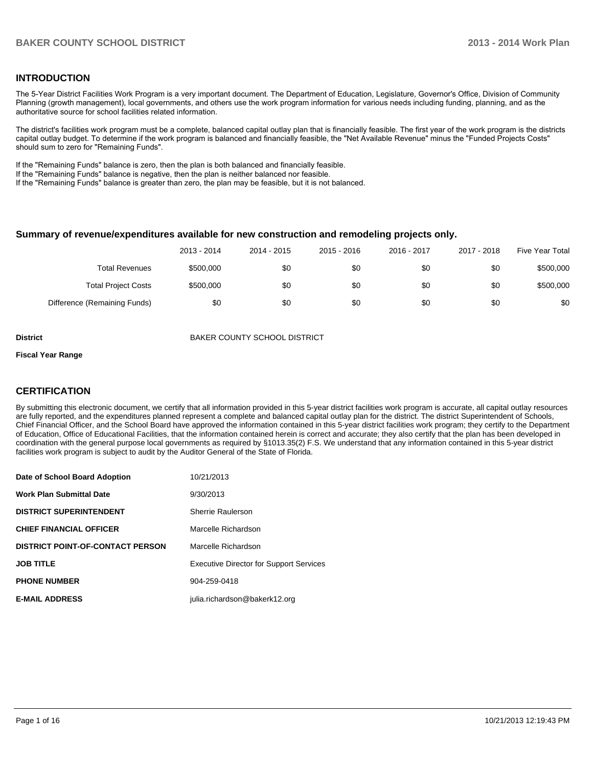## INTRODUCTION

The 5-Year District Facilities Work Program is a very important document. The Department of Education, Legislature, Governor's Office, Division of Community Planning (growth management), local governments, and others use the work program information for various needs including funding, planning, and as the authoritative source for school facilities related information.

The district's facilities work program must be a complete, balanced capital outlay plan that is financially feasible. The first year of the work program is the districts capital outlay budget. To determine if the work program is balanced and financially feasible, the "Net Available Revenue" minus the "Funded Projects Costs" should sum to zero for "Remaining Funds".

If the "Remaining Funds" balance is zero, then the plan is both balanced and financially feasible.
If the "Remaining Funds" balance is negative, then the plan is neither balanced nor feasible.
If the "Remaining Funds" balance is greater than zero, the plan may be feasible, but it is not balanced.

### Summary of revenue/expenditures available for new construction and remodeling projects only.

| | 2013 - 2014 | 2014 - 2015 | 2015 - 2016 | 2016 - 2017 | 2017 - 2018 | Five Year Total |
|---|---|---|---|---|---|---|
| Total Revenues | $500,000 | $0 | $0 | $0 | $0 | $500,000 |
| Total Project Costs | $500,000 | $0 | $0 | $0 | $0 | $500,000 |
| Difference (Remaining Funds) | $0 | $0 | $0 | $0 | $0 | $0 |

**District** BAKER COUNTY SCHOOL DISTRICT

**Fiscal Year Range**

## CERTIFICATION

By submitting this electronic document, we certify that all information provided in this 5-year district facilities work program is accurate, all capital outlay resources are fully reported, and the expenditures planned represent a complete and balanced capital outlay plan for the district. The district Superintendent of Schools, Chief Financial Officer, and the School Board have approved the information contained in this 5-year district facilities work program; they certify to the Department of Education, Office of Educational Facilities, that the information contained herein is correct and accurate; they also certify that the plan has been developed in coordination with the general purpose local governments as required by §1013.35(2) F.S. We understand that any information contained in this 5-year district facilities work program is subject to audit by the Auditor General of the State of Florida.

| | |
|---|---|
| **Date of School Board Adoption** | 10/21/2013 |
| **Work Plan Submittal Date** | 9/30/2013 |
| **DISTRICT SUPERINTENDENT** | Sherrie Raulerson |
| **CHIEF FINANCIAL OFFICER** | Marcelle Richardson |
| **DISTRICT POINT-OF-CONTACT PERSON** | Marcelle Richardson |
| **JOB TITLE** | Executive Director for Support Services |
| **PHONE NUMBER** | 904-259-0418 |
| **E-MAIL ADDRESS** | julia.richardson@bakerk12.org |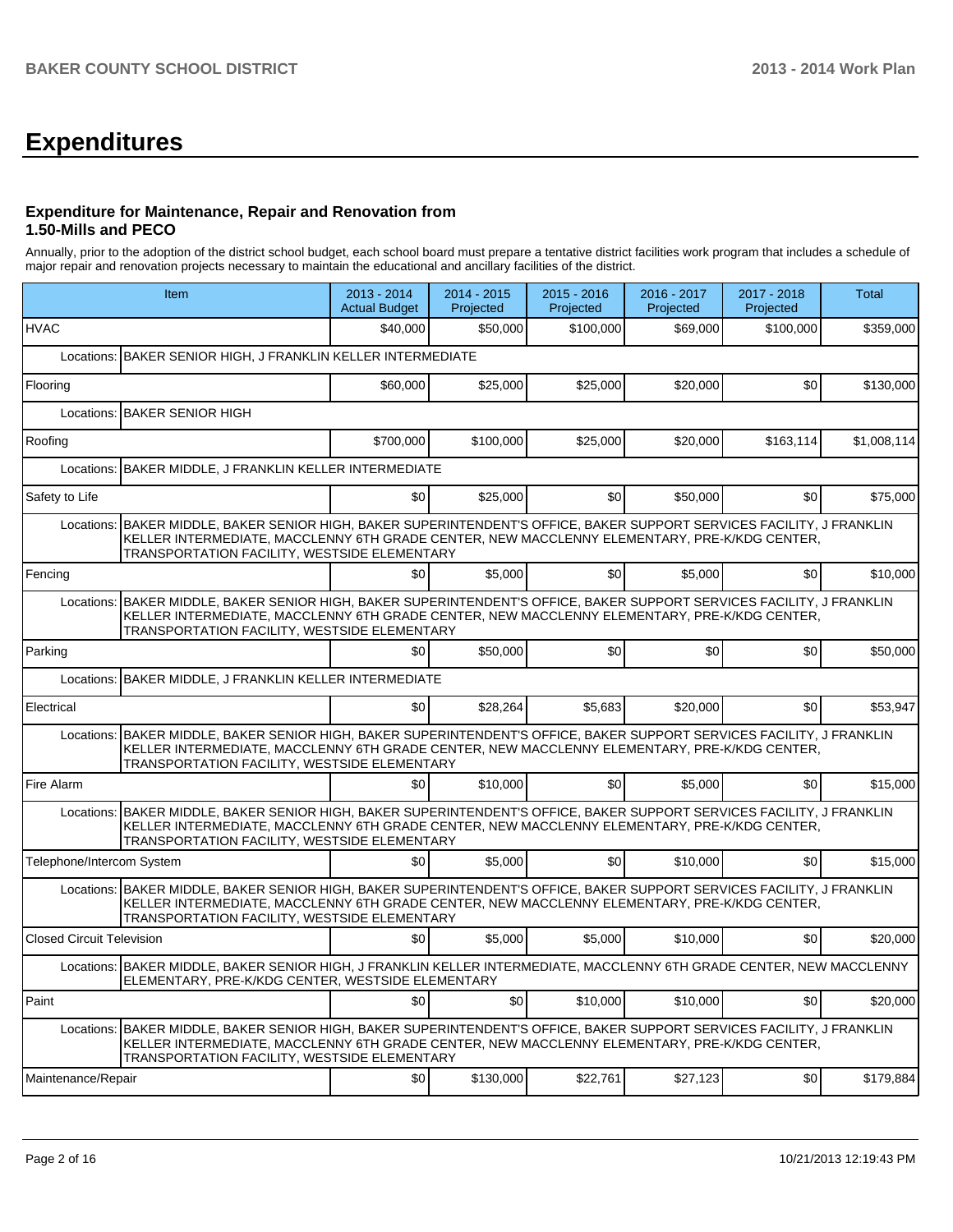# Expenditures

### Expenditure for Maintenance, Repair and Renovation from 1.50-Mills and PECO

Annually, prior to the adoption of the district school budget, each school board must prepare a tentative district facilities work program that includes a schedule of major repair and renovation projects necessary to maintain the educational and ancillary facilities of the district.

| Item | 2013 - 2014 Actual Budget | 2014 - 2015 Projected | 2015 - 2016 Projected | 2016 - 2017 Projected | 2017 - 2018 Projected | Total |
|---|---|---|---|---|---|---|
| HVAC | $40,000 | $50,000 | $100,000 | $69,000 | $100,000 | $359,000 |
| Locations: BAKER SENIOR HIGH, J FRANKLIN KELLER INTERMEDIATE | | | | | | |
| Flooring | $60,000 | $25,000 | $25,000 | $20,000 | $0 | $130,000 |
| Locations: BAKER SENIOR HIGH | | | | | | |
| Roofing | $700,000 | $100,000 | $25,000 | $20,000 | $163,114 | $1,008,114 |
| Locations: BAKER MIDDLE, J FRANKLIN KELLER INTERMEDIATE | | | | | | |
| Safety to Life | $0 | $25,000 | $0 | $50,000 | $0 | $75,000 |
| Locations: BAKER MIDDLE, BAKER SENIOR HIGH, BAKER SUPERINTENDENT'S OFFICE, BAKER SUPPORT SERVICES FACILITY, J FRANKLIN KELLER INTERMEDIATE, MACCLENNY 6TH GRADE CENTER, NEW MACCLENNY ELEMENTARY, PRE-K/KDG CENTER, TRANSPORTATION FACILITY, WESTSIDE ELEMENTARY | | | | | | |
| Fencing | $0 | $5,000 | $0 | $5,000 | $0 | $10,000 |
| Locations: BAKER MIDDLE, BAKER SENIOR HIGH, BAKER SUPERINTENDENT'S OFFICE, BAKER SUPPORT SERVICES FACILITY, J FRANKLIN KELLER INTERMEDIATE, MACCLENNY 6TH GRADE CENTER, NEW MACCLENNY ELEMENTARY, PRE-K/KDG CENTER, TRANSPORTATION FACILITY, WESTSIDE ELEMENTARY | | | | | | |
| Parking | $0 | $50,000 | $0 | $0 | $0 | $50,000 |
| Locations: BAKER MIDDLE, J FRANKLIN KELLER INTERMEDIATE | | | | | | |
| Electrical | $0 | $28,264 | $5,683 | $20,000 | $0 | $53,947 |
| Locations: BAKER MIDDLE, BAKER SENIOR HIGH, BAKER SUPERINTENDENT'S OFFICE, BAKER SUPPORT SERVICES FACILITY, J FRANKLIN KELLER INTERMEDIATE, MACCLENNY 6TH GRADE CENTER, NEW MACCLENNY ELEMENTARY, PRE-K/KDG CENTER, TRANSPORTATION FACILITY, WESTSIDE ELEMENTARY | | | | | | |
| Fire Alarm | $0 | $10,000 | $0 | $5,000 | $0 | $15,000 |
| Locations: BAKER MIDDLE, BAKER SENIOR HIGH, BAKER SUPERINTENDENT'S OFFICE, BAKER SUPPORT SERVICES FACILITY, J FRANKLIN KELLER INTERMEDIATE, MACCLENNY 6TH GRADE CENTER, NEW MACCLENNY ELEMENTARY, PRE-K/KDG CENTER, TRANSPORTATION FACILITY, WESTSIDE ELEMENTARY | | | | | | |
| Telephone/Intercom System | $0 | $5,000 | $0 | $10,000 | $0 | $15,000 |
| Locations: BAKER MIDDLE, BAKER SENIOR HIGH, BAKER SUPERINTENDENT'S OFFICE, BAKER SUPPORT SERVICES FACILITY, J FRANKLIN KELLER INTERMEDIATE, MACCLENNY 6TH GRADE CENTER, NEW MACCLENNY ELEMENTARY, PRE-K/KDG CENTER, TRANSPORTATION FACILITY, WESTSIDE ELEMENTARY | | | | | | |
| Closed Circuit Television | $0 | $5,000 | $5,000 | $10,000 | $0 | $20,000 |
| Locations: BAKER MIDDLE, BAKER SENIOR HIGH, J FRANKLIN KELLER INTERMEDIATE, MACCLENNY 6TH GRADE CENTER, NEW MACCLENNY ELEMENTARY, PRE-K/KDG CENTER, WESTSIDE ELEMENTARY | | | | | | |
| Paint | $0 | $0 | $10,000 | $10,000 | $0 | $20,000 |
| Locations: BAKER MIDDLE, BAKER SENIOR HIGH, BAKER SUPERINTENDENT'S OFFICE, BAKER SUPPORT SERVICES FACILITY, J FRANKLIN KELLER INTERMEDIATE, MACCLENNY 6TH GRADE CENTER, NEW MACCLENNY ELEMENTARY, PRE-K/KDG CENTER, TRANSPORTATION FACILITY, WESTSIDE ELEMENTARY | | | | | | |
| Maintenance/Repair | $0 | $130,000 | $22,761 | $27,123 | $0 | $179,884 |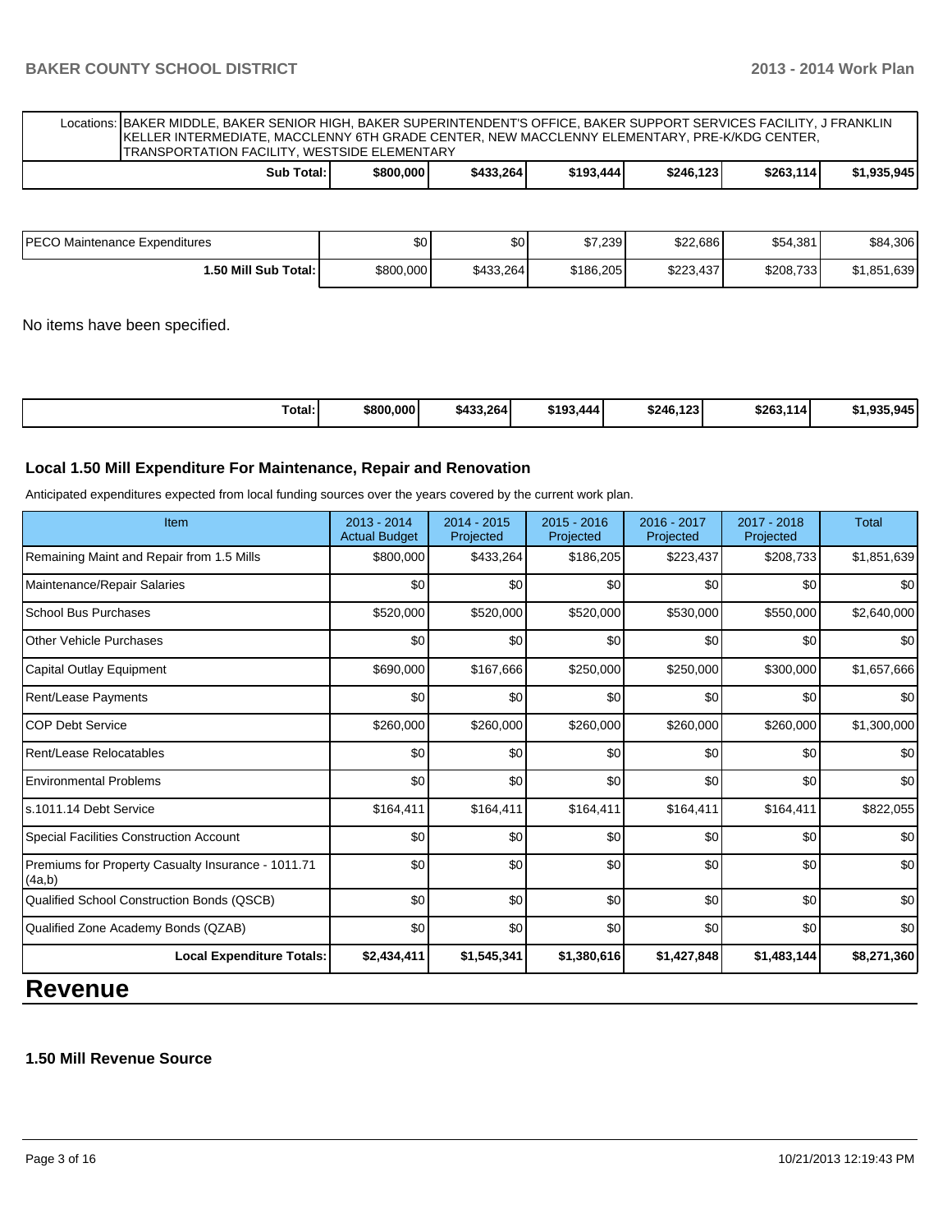| Locations: | BAKER MIDDLE, BAKER SENIOR HIGH, BAKER SUPERINTENDENT'S OFFICE, BAKER SUPPORT SERVICES FACILITY, J FRANKLIN KELLER INTERMEDIATE, MACCLENNY 6TH GRADE CENTER, NEW MACCLENNY ELEMENTARY, PRE-K/KDG CENTER, TRANSPORTATION FACILITY, WESTSIDE ELEMENTARY | | | | | |
|---|---|---|---|---|---|---|
| **Sub Total:** | **$800,000** | **$433,264** | **$193,444** | **$246,123** | **$263,114** | **$1,935,945** |

| | | | | | | |
|---|---|---|---|---|---|---|
| PECO Maintenance Expenditures | $0 | $0 | $7,239 | $22,686 | $54,381 | $84,306 |
| **1.50 Mill Sub Total:** | $800,000 | $433,264 | $186,205 | $223,437 | $208,733 | $1,851,639 |

No items have been specified.

| | | | | | | |
|---|---|---|---|---|---|---|
| **Total:** | **$800,000** | **$433,264** | **$193,444** | **$246,123** | **$263,114** | **$1,935,945** |

### Local 1.50 Mill Expenditure For Maintenance, Repair and Renovation

Anticipated expenditures expected from local funding sources over the years covered by the current work plan.

| Item | 2013 - 2014 Actual Budget | 2014 - 2015 Projected | 2015 - 2016 Projected | 2016 - 2017 Projected | 2017 - 2018 Projected | Total |
|---|---|---|---|---|---|---|
| Remaining Maint and Repair from 1.5 Mills | $800,000 | $433,264 | $186,205 | $223,437 | $208,733 | $1,851,639 |
| Maintenance/Repair Salaries | $0 | $0 | $0 | $0 | $0 | $0 |
| School Bus Purchases | $520,000 | $520,000 | $520,000 | $530,000 | $550,000 | $2,640,000 |
| Other Vehicle Purchases | $0 | $0 | $0 | $0 | $0 | $0 |
| Capital Outlay Equipment | $690,000 | $167,666 | $250,000 | $250,000 | $300,000 | $1,657,666 |
| Rent/Lease Payments | $0 | $0 | $0 | $0 | $0 | $0 |
| COP Debt Service | $260,000 | $260,000 | $260,000 | $260,000 | $260,000 | $1,300,000 |
| Rent/Lease Relocatables | $0 | $0 | $0 | $0 | $0 | $0 |
| Environmental Problems | $0 | $0 | $0 | $0 | $0 | $0 |
| s.1011.14 Debt Service | $164,411 | $164,411 | $164,411 | $164,411 | $164,411 | $822,055 |
| Special Facilities Construction Account | $0 | $0 | $0 | $0 | $0 | $0 |
| Premiums for Property Casualty Insurance - 1011.71 (4a,b) | $0 | $0 | $0 | $0 | $0 | $0 |
| Qualified School Construction Bonds (QSCB) | $0 | $0 | $0 | $0 | $0 | $0 |
| Qualified Zone Academy Bonds (QZAB) | $0 | $0 | $0 | $0 | $0 | $0 |
| **Local Expenditure Totals:** | **$2,434,411** | **$1,545,341** | **$1,380,616** | **$1,427,848** | **$1,483,144** | **$8,271,360** |

# Revenue

### 1.50 Mill Revenue Source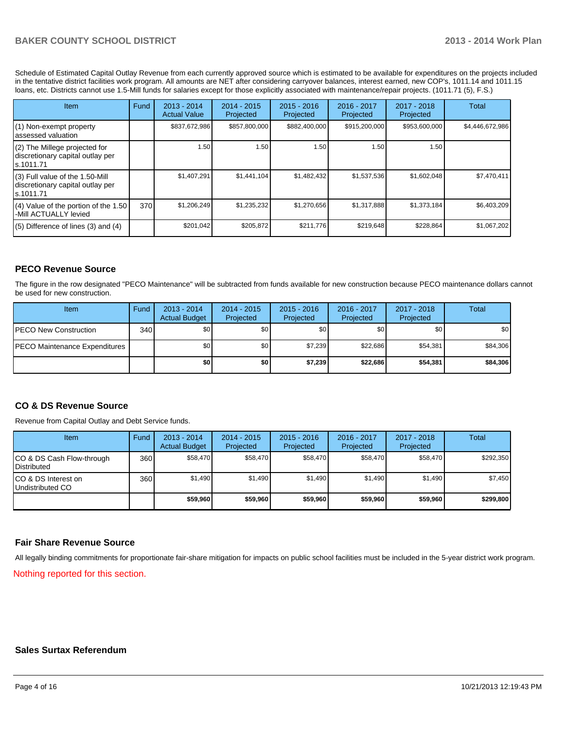Schedule of Estimated Capital Outlay Revenue from each currently approved source which is estimated to be available for expenditures on the projects included in the tentative district facilities work program. All amounts are NET after considering carryover balances, interest earned, new COP's, 1011.14 and 1011.15 loans, etc. Districts cannot use 1.5-Mill funds for salaries except for those explicitly associated with maintenance/repair projects. (1011.71 (5), F.S.)

| Item | Fund | 2013 - 2014 Actual Value | 2014 - 2015 Projected | 2015 - 2016 Projected | 2016 - 2017 Projected | 2017 - 2018 Projected | Total |
|---|---|---|---|---|---|---|---|
| (1) Non-exempt property assessed valuation | | $837,672,986 | $857,800,000 | $882,400,000 | $915,200,000 | $953,600,000 | $4,446,672,986 |
| (2) The Millege projected for discretionary capital outlay per s.1011.71 | | 1.50 | 1.50 | 1.50 | 1.50 | 1.50 | |
| (3) Full value of the 1.50-Mill discretionary capital outlay per s.1011.71 | | $1,407,291 | $1,441,104 | $1,482,432 | $1,537,536 | $1,602,048 | $7,470,411 |
| (4) Value of the portion of the 1.50 -Mill ACTUALLY levied | 370 | $1,206,249 | $1,235,232 | $1,270,656 | $1,317,888 | $1,373,184 | $6,403,209 |
| (5) Difference of lines (3) and (4) | | $201,042 | $205,872 | $211,776 | $219,648 | $228,864 | $1,067,202 |

## PECO Revenue Source

The figure in the row designated "PECO Maintenance" will be subtracted from funds available for new construction because PECO maintenance dollars cannot be used for new construction.

| Item | Fund | 2013 - 2014 Actual Budget | 2014 - 2015 Projected | 2015 - 2016 Projected | 2016 - 2017 Projected | 2017 - 2018 Projected | Total |
|---|---|---|---|---|---|---|---|
| PECO New Construction | 340 | $0 | $0 | $0 | $0 | $0 | $0 |
| PECO Maintenance Expenditures | | $0 | $0 | $7,239 | $22,686 | $54,381 | $84,306 |
| | | **$0** | **$0** | **$7,239** | **$22,686** | **$54,381** | **$84,306** |

## CO & DS Revenue Source

Revenue from Capital Outlay and Debt Service funds.

| Item | Fund | 2013 - 2014 Actual Budget | 2014 - 2015 Projected | 2015 - 2016 Projected | 2016 - 2017 Projected | 2017 - 2018 Projected | Total |
|---|---|---|---|---|---|---|---|
| CO & DS Cash Flow-through Distributed | 360 | $58,470 | $58,470 | $58,470 | $58,470 | $58,470 | $292,350 |
| CO & DS Interest on Undistributed CO | 360 | $1,490 | $1,490 | $1,490 | $1,490 | $1,490 | $7,450 |
| | | **$59,960** | **$59,960** | **$59,960** | **$59,960** | **$59,960** | **$299,800** |

## Fair Share Revenue Source

All legally binding commitments for proportionate fair-share mitigation for impacts on public school facilities must be included in the 5-year district work program.

Nothing reported for this section.

## Sales Surtax Referendum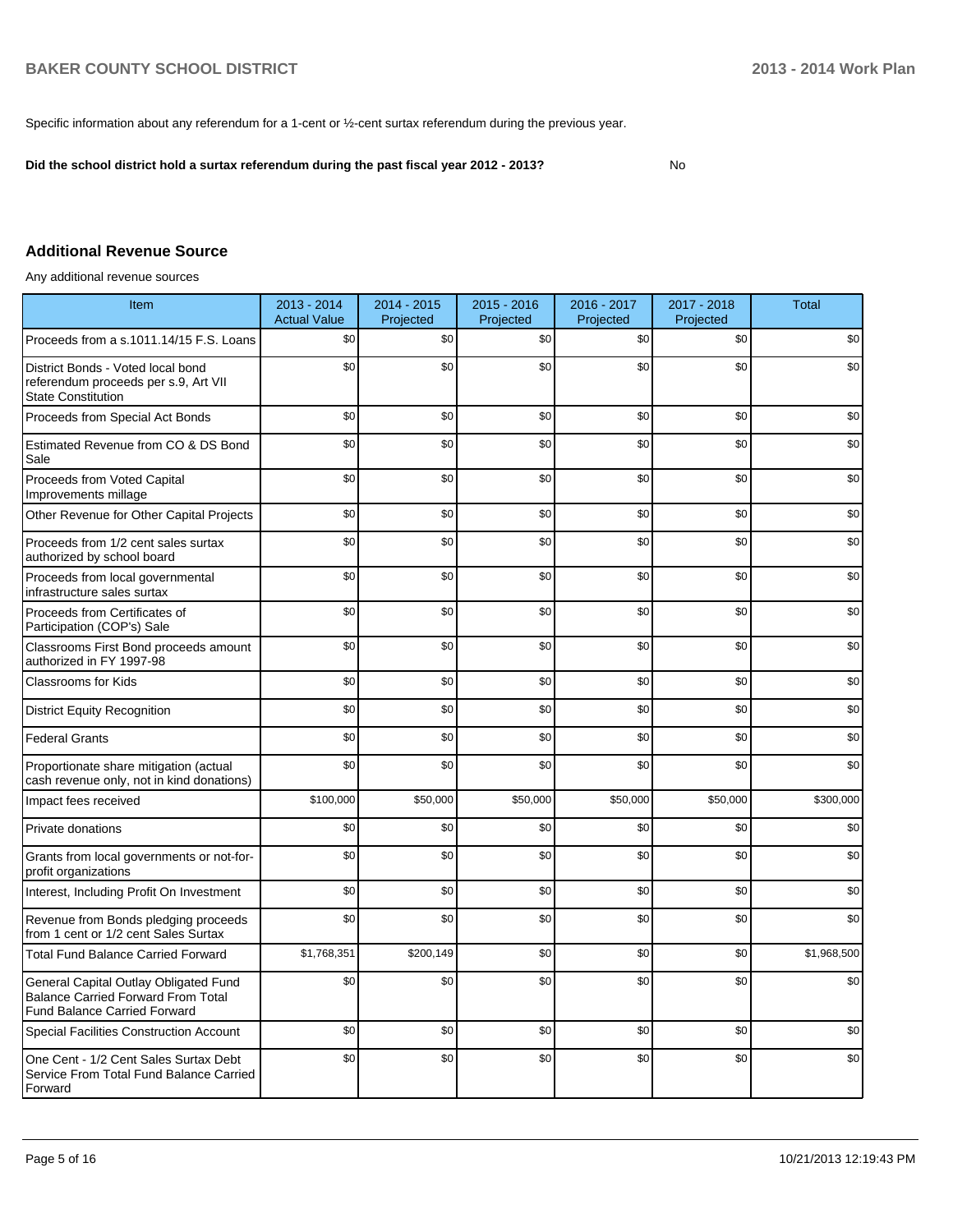Specific information about any referendum for a 1-cent or ½-cent surtax referendum during the previous year.

**Did the school district hold a surtax referendum during the past fiscal year 2012 - 2013?** No

## Additional Revenue Source

Any additional revenue sources

| Item | 2013 - 2014 Actual Value | 2014 - 2015 Projected | 2015 - 2016 Projected | 2016 - 2017 Projected | 2017 - 2018 Projected | Total |
|---|---|---|---|---|---|---|
| Proceeds from a s.1011.14/15 F.S. Loans | $0 | $0 | $0 | $0 | $0 | $0 |
| District Bonds - Voted local bond referendum proceeds per s.9, Art VII State Constitution | $0 | $0 | $0 | $0 | $0 | $0 |
| Proceeds from Special Act Bonds | $0 | $0 | $0 | $0 | $0 | $0 |
| Estimated Revenue from CO & DS Bond Sale | $0 | $0 | $0 | $0 | $0 | $0 |
| Proceeds from Voted Capital Improvements millage | $0 | $0 | $0 | $0 | $0 | $0 |
| Other Revenue for Other Capital Projects | $0 | $0 | $0 | $0 | $0 | $0 |
| Proceeds from 1/2 cent sales surtax authorized by school board | $0 | $0 | $0 | $0 | $0 | $0 |
| Proceeds from local governmental infrastructure sales surtax | $0 | $0 | $0 | $0 | $0 | $0 |
| Proceeds from Certificates of Participation (COP's) Sale | $0 | $0 | $0 | $0 | $0 | $0 |
| Classrooms First Bond proceeds amount authorized in FY 1997-98 | $0 | $0 | $0 | $0 | $0 | $0 |
| Classrooms for Kids | $0 | $0 | $0 | $0 | $0 | $0 |
| District Equity Recognition | $0 | $0 | $0 | $0 | $0 | $0 |
| Federal Grants | $0 | $0 | $0 | $0 | $0 | $0 |
| Proportionate share mitigation (actual cash revenue only, not in kind donations) | $0 | $0 | $0 | $0 | $0 | $0 |
| Impact fees received | $100,000 | $50,000 | $50,000 | $50,000 | $50,000 | $300,000 |
| Private donations | $0 | $0 | $0 | $0 | $0 | $0 |
| Grants from local governments or not-for-profit organizations | $0 | $0 | $0 | $0 | $0 | $0 |
| Interest, Including Profit On Investment | $0 | $0 | $0 | $0 | $0 | $0 |
| Revenue from Bonds pledging proceeds from 1 cent or 1/2 cent Sales Surtax | $0 | $0 | $0 | $0 | $0 | $0 |
| Total Fund Balance Carried Forward | $1,768,351 | $200,149 | $0 | $0 | $0 | $1,968,500 |
| General Capital Outlay Obligated Fund Balance Carried Forward From Total Fund Balance Carried Forward | $0 | $0 | $0 | $0 | $0 | $0 |
| Special Facilities Construction Account | $0 | $0 | $0 | $0 | $0 | $0 |
| One Cent - 1/2 Cent Sales Surtax Debt Service From Total Fund Balance Carried Forward | $0 | $0 | $0 | $0 | $0 | $0 |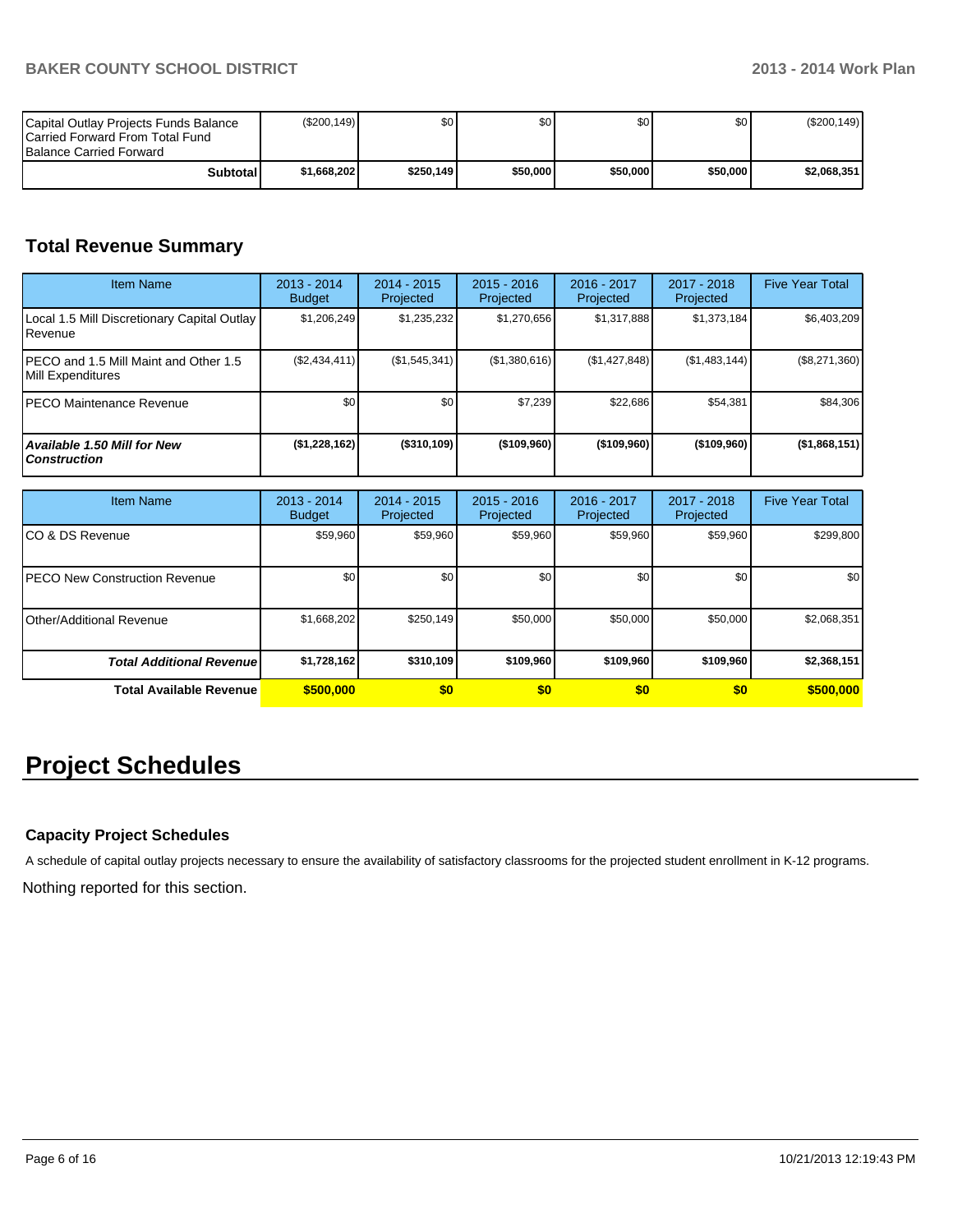| | | | | | | |
|---|---|---|---|---|---|---|
| Capital Outlay Projects Funds Balance Carried Forward From Total Fund Balance Carried Forward | ($200,149) | $0 | $0 | $0 | $0 | ($200,149) |
| **Subtotal** | **$1,668,202** | **$250,149** | **$50,000** | **$50,000** | **$50,000** | **$2,068,351** |

## Total Revenue Summary

| Item Name | 2013 - 2014 Budget | 2014 - 2015 Projected | 2015 - 2016 Projected | 2016 - 2017 Projected | 2017 - 2018 Projected | Five Year Total |
|---|---|---|---|---|---|---|
| Local 1.5 Mill Discretionary Capital Outlay Revenue | $1,206,249 | $1,235,232 | $1,270,656 | $1,317,888 | $1,373,184 | $6,403,209 |
| PECO and 1.5 Mill Maint and Other 1.5 Mill Expenditures | ($2,434,411) | ($1,545,341) | ($1,380,616) | ($1,427,848) | ($1,483,144) | ($8,271,360) |
| PECO Maintenance Revenue | $0 | $0 | $7,239 | $22,686 | $54,381 | $84,306 |
| ***Available 1.50 Mill for New Construction*** | **($1,228,162)** | **($310,109)** | **($109,960)** | **($109,960)** | **($109,960)** | **($1,868,151)** |

| Item Name | 2013 - 2014 Budget | 2014 - 2015 Projected | 2015 - 2016 Projected | 2016 - 2017 Projected | 2017 - 2018 Projected | Five Year Total |
|---|---|---|---|---|---|---|
| CO & DS Revenue | $59,960 | $59,960 | $59,960 | $59,960 | $59,960 | $299,800 |
| PECO New Construction Revenue | $0 | $0 | $0 | $0 | $0 | $0 |
| Other/Additional Revenue | $1,668,202 | $250,149 | $50,000 | $50,000 | $50,000 | $2,068,351 |
| ***Total Additional Revenue*** | **$1,728,162** | **$310,109** | **$109,960** | **$109,960** | **$109,960** | **$2,368,151** |
| **Total Available Revenue** | **$500,000** | **$0** | **$0** | **$0** | **$0** | **$500,000** |

# Project Schedules

### Capacity Project Schedules

A schedule of capital outlay projects necessary to ensure the availability of satisfactory classrooms for the projected student enrollment in K-12 programs.

Nothing reported for this section.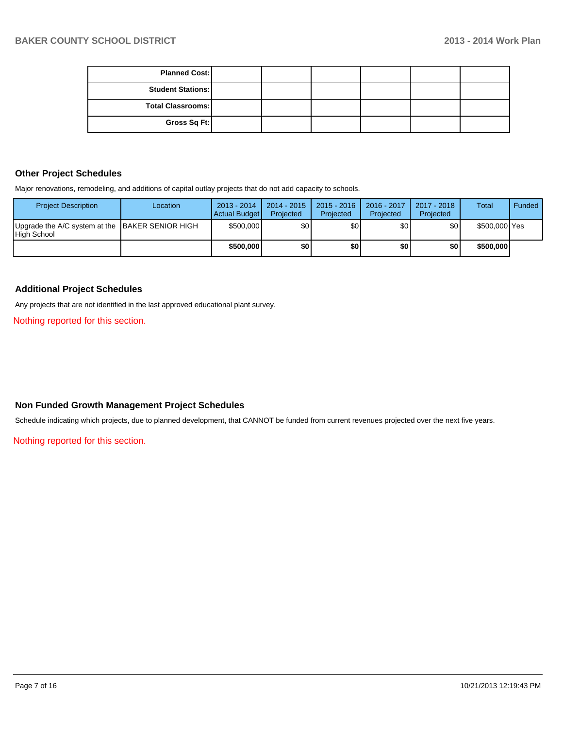| | | | | | | |
|---|---|---|---|---|---|---|
| **Planned Cost:** | | | | | | |
| **Student Stations:** | | | | | | |
| **Total Classrooms:** | | | | | | |
| **Gross Sq Ft:** | | | | | | |

## Other Project Schedules

Major renovations, remodeling, and additions of capital outlay projects that do not add capacity to schools.

| Project Description | Location | 2013 - 2014 Actual Budget | 2014 - 2015 Projected | 2015 - 2016 Projected | 2016 - 2017 Projected | 2017 - 2018 Projected | Total | Funded |
|---|---|---|---|---|---|---|---|---|
| Upgrade the A/C system at the High School | BAKER SENIOR HIGH | $500,000 | $0 | $0 | $0 | $0 | $500,000 | Yes |
| | | **$500,000** | **$0** | **$0** | **$0** | **$0** | **$500,000** | |

## Additional Project Schedules

Any projects that are not identified in the last approved educational plant survey.

Nothing reported for this section.

## Non Funded Growth Management Project Schedules

Schedule indicating which projects, due to planned development, that CANNOT be funded from current revenues projected over the next five years.

Nothing reported for this section.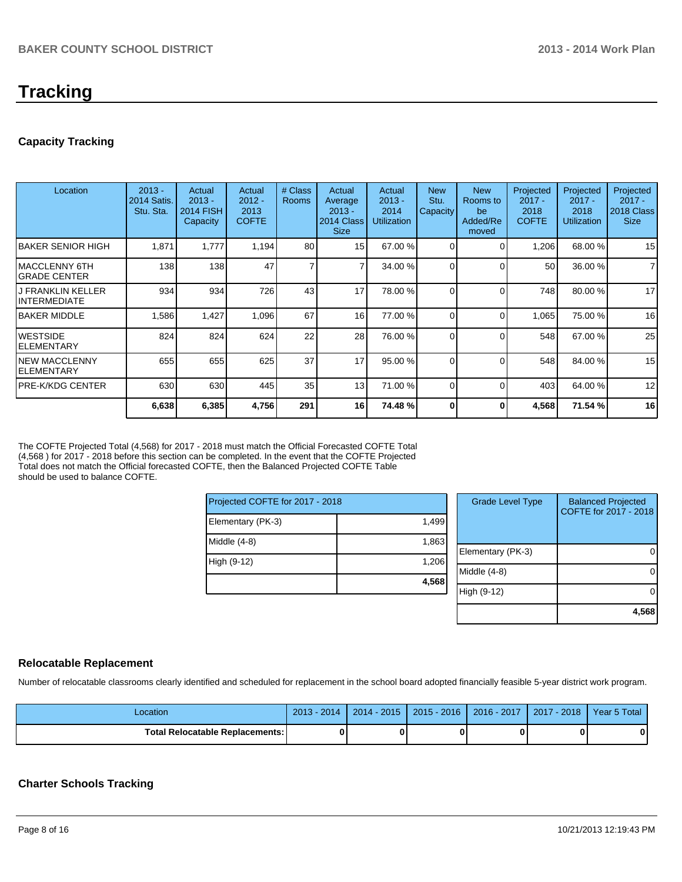# Tracking

## Capacity Tracking

| Location | 2013 - 2014 Satis. Stu. Sta. | Actual 2013 - 2014 FISH Capacity | Actual 2012 - 2013 COFTE | # Class Rooms | Actual Average 2013 - 2014 Class Size | Actual 2013 - 2014 Utilization | New Stu. Capacity | New Rooms to be Added/Removed | Projected 2017 - 2018 COFTE | Projected 2017 - 2018 Utilization | Projected 2017 - 2018 Class Size |
|---|---|---|---|---|---|---|---|---|---|---|---|
| BAKER SENIOR HIGH | 1,871 | 1,777 | 1,194 | 80 | 15 | 67.00 % | 0 | 0 | 1,206 | 68.00 % | 15 |
| MACCLENNY 6TH GRADE CENTER | 138 | 138 | 47 | 7 | 7 | 34.00 % | 0 | 0 | 50 | 36.00 % | 7 |
| J FRANKLIN KELLER INTERMEDIATE | 934 | 934 | 726 | 43 | 17 | 78.00 % | 0 | 0 | 748 | 80.00 % | 17 |
| BAKER MIDDLE | 1,586 | 1,427 | 1,096 | 67 | 16 | 77.00 % | 0 | 0 | 1,065 | 75.00 % | 16 |
| WESTSIDE ELEMENTARY | 824 | 824 | 624 | 22 | 28 | 76.00 % | 0 | 0 | 548 | 67.00 % | 25 |
| NEW MACCLENNY ELEMENTARY | 655 | 655 | 625 | 37 | 17 | 95.00 % | 0 | 0 | 548 | 84.00 % | 15 |
| PRE-K/KDG CENTER | 630 | 630 | 445 | 35 | 13 | 71.00 % | 0 | 0 | 403 | 64.00 % | 12 |
| | **6,638** | **6,385** | **4,756** | **291** | **16** | **74.48 %** | **0** | **0** | **4,568** | **71.54 %** | **16** |

The COFTE Projected Total (4,568) for 2017 - 2018 must match the Official Forecasted COFTE Total (4,568 ) for 2017 - 2018 before this section can be completed. In the event that the COFTE Projected Total does not match the Official forecasted COFTE, then the Balanced Projected COFTE Table should be used to balance COFTE.

| Projected COFTE for 2017 - 2018 | |
|---|---|
| Elementary (PK-3) | 1,499 |
| Middle (4-8) | 1,863 |
| High (9-12) | 1,206 |
| | **4,568** |

| Grade Level Type | Balanced Projected COFTE for 2017 - 2018 |
|---|---|
| Elementary (PK-3) | 0 |
| Middle (4-8) | 0 |
| High (9-12) | 0 |
| | **4,568** |

## Relocatable Replacement

Number of relocatable classrooms clearly identified and scheduled for replacement in the school board adopted financially feasible 5-year district work program.

| Location | 2013 - 2014 | 2014 - 2015 | 2015 - 2016 | 2016 - 2017 | 2017 - 2018 | Year 5 Total |
|---|---|---|---|---|---|---|
| **Total Relocatable Replacements:** | **0** | **0** | **0** | **0** | **0** | **0** |

## Charter Schools Tracking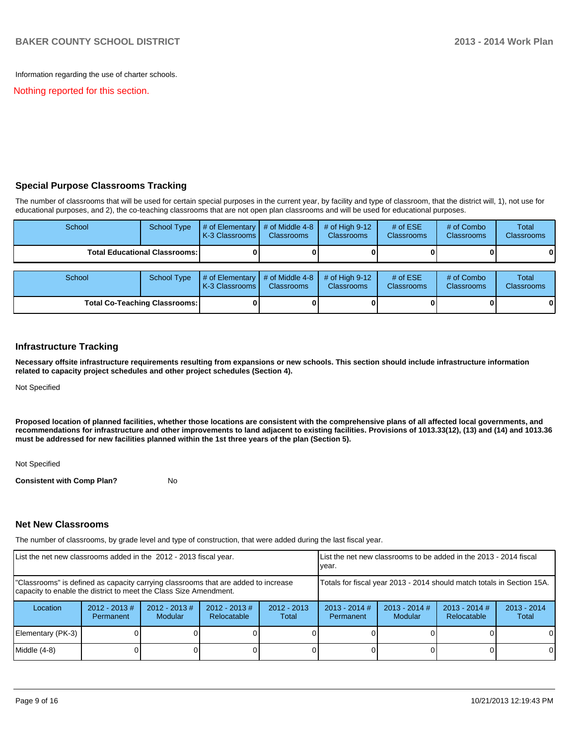Information regarding the use of charter schools.

Nothing reported for this section.

## Special Purpose Classrooms Tracking

The number of classrooms that will be used for certain special purposes in the current year, by facility and type of classroom, that the district will, 1), not use for educational purposes, and 2), the co-teaching classrooms that are not open plan classrooms and will be used for educational purposes.

| School | School Type | # of Elementary K-3 Classrooms | # of Middle 4-8 Classrooms | # of High 9-12 Classrooms | # of ESE Classrooms | # of Combo Classrooms | Total Classrooms |
|---|---|---|---|---|---|---|---|
| **Total Educational Classrooms:** | | **0** | **0** | **0** | **0** | **0** | **0** |

| School | School Type | # of Elementary K-3 Classrooms | # of Middle 4-8 Classrooms | # of High 9-12 Classrooms | # of ESE Classrooms | # of Combo Classrooms | Total Classrooms |
|---|---|---|---|---|---|---|---|
| **Total Co-Teaching Classrooms:** | | **0** | **0** | **0** | **0** | **0** | **0** |

## Infrastructure Tracking

**Necessary offsite infrastructure requirements resulting from expansions or new schools. This section should include infrastructure information related to capacity project schedules and other project schedules (Section 4).**

Not Specified

**Proposed location of planned facilities, whether those locations are consistent with the comprehensive plans of all affected local governments, and recommendations for infrastructure and other improvements to land adjacent to existing facilities. Provisions of 1013.33(12), (13) and (14) and 1013.36 must be addressed for new facilities planned within the 1st three years of the plan (Section 5).**

Not Specified

**Consistent with Comp Plan?** No

## Net New Classrooms

The number of classrooms, by grade level and type of construction, that were added during the last fiscal year.

| List the net new classrooms added in the 2012 - 2013 fiscal year. | | | | | List the net new classrooms to be added in the 2013 - 2014 fiscal year. | | | |
|---|---|---|---|---|---|---|---|---|
| "Classrooms" is defined as capacity carrying classrooms that are added to increase capacity to enable the district to meet the Class Size Amendment. | | | | | Totals for fiscal year 2013 - 2014 should match totals in Section 15A. | | | |
| Location | 2012 - 2013 # Permanent | 2012 - 2013 # Modular | 2012 - 2013 # Relocatable | 2012 - 2013 Total | 2013 - 2014 # Permanent | 2013 - 2014 # Modular | 2013 - 2014 # Relocatable | 2013 - 2014 Total |
| Elementary (PK-3) | 0 | 0 | 0 | 0 | 0 | 0 | 0 | 0 |
| Middle (4-8) | 0 | 0 | 0 | 0 | 0 | 0 | 0 | 0 |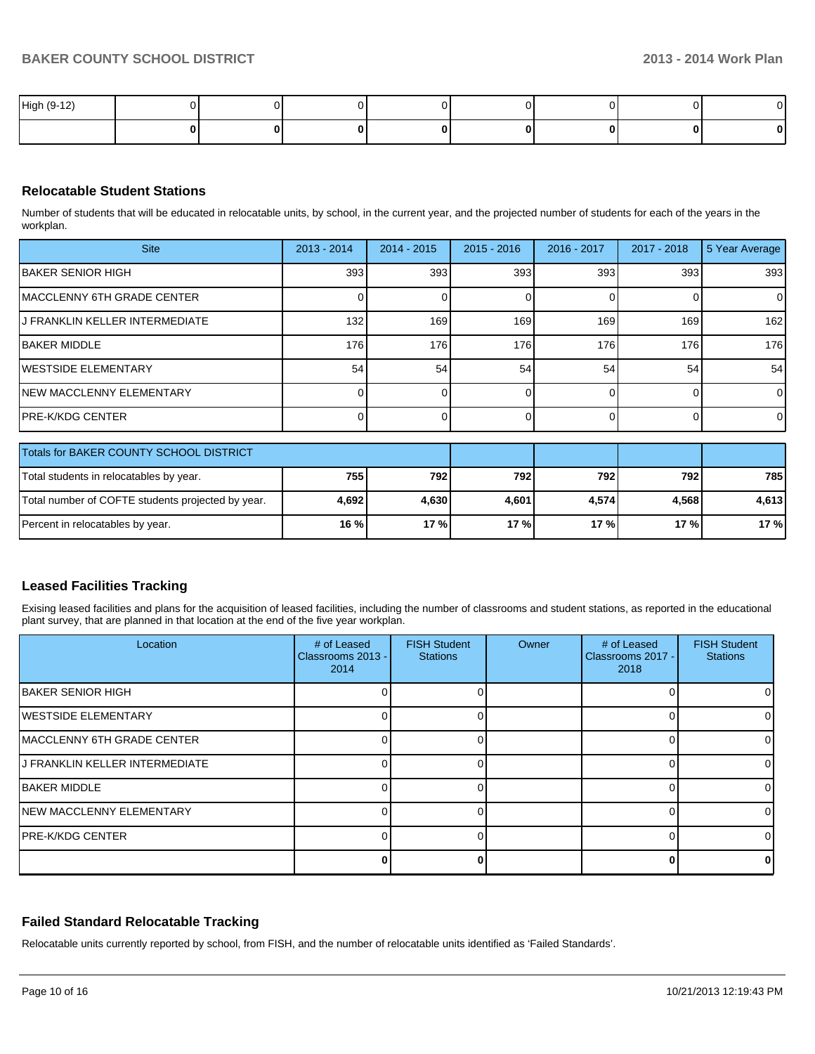| High (9-12) | 0 | 0 | 0 | 0 | 0 | 0 | 0 | 0 |
|---|---|---|---|---|---|---|---|---|
| | **0** | **0** | **0** | **0** | **0** | **0** | **0** | **0** |

## Relocatable Student Stations

Number of students that will be educated in relocatable units, by school, in the current year, and the projected number of students for each of the years in the workplan.

| Site | 2013 - 2014 | 2014 - 2015 | 2015 - 2016 | 2016 - 2017 | 2017 - 2018 | 5 Year Average |
|---|---|---|---|---|---|---|
| BAKER SENIOR HIGH | 393 | 393 | 393 | 393 | 393 | 393 |
| MACCLENNY 6TH GRADE CENTER | 0 | 0 | 0 | 0 | 0 | 0 |
| J FRANKLIN KELLER INTERMEDIATE | 132 | 169 | 169 | 169 | 169 | 162 |
| BAKER MIDDLE | 176 | 176 | 176 | 176 | 176 | 176 |
| WESTSIDE ELEMENTARY | 54 | 54 | 54 | 54 | 54 | 54 |
| NEW MACCLENNY ELEMENTARY | 0 | 0 | 0 | 0 | 0 | 0 |
| PRE-K/KDG CENTER | 0 | 0 | 0 | 0 | 0 | 0 |

| Totals for BAKER COUNTY SCHOOL DISTRICT | | | | | | |
|---|---|---|---|---|---|---|
| Total students in relocatables by year. | **755** | **792** | **792** | **792** | **792** | **785** |
| Total number of COFTE students projected by year. | **4,692** | **4,630** | **4,601** | **4,574** | **4,568** | **4,613** |
| Percent in relocatables by year. | **16 %** | **17 %** | **17 %** | **17 %** | **17 %** | **17 %** |

## Leased Facilities Tracking

Exising leased facilities and plans for the acquisition of leased facilities, including the number of classrooms and student stations, as reported in the educational plant survey, that are planned in that location at the end of the five year workplan.

| Location | # of Leased Classrooms 2013 - 2014 | FISH Student Stations | Owner | # of Leased Classrooms 2017 - 2018 | FISH Student Stations |
|---|---|---|---|---|---|
| BAKER SENIOR HIGH | 0 | 0 | | 0 | 0 |
| WESTSIDE ELEMENTARY | 0 | 0 | | 0 | 0 |
| MACCLENNY 6TH GRADE CENTER | 0 | 0 | | 0 | 0 |
| J FRANKLIN KELLER INTERMEDIATE | 0 | 0 | | 0 | 0 |
| BAKER MIDDLE | 0 | 0 | | 0 | 0 |
| NEW MACCLENNY ELEMENTARY | 0 | 0 | | 0 | 0 |
| PRE-K/KDG CENTER | 0 | 0 | | 0 | 0 |
| | **0** | **0** | | **0** | **0** |

## Failed Standard Relocatable Tracking

Relocatable units currently reported by school, from FISH, and the number of relocatable units identified as 'Failed Standards'.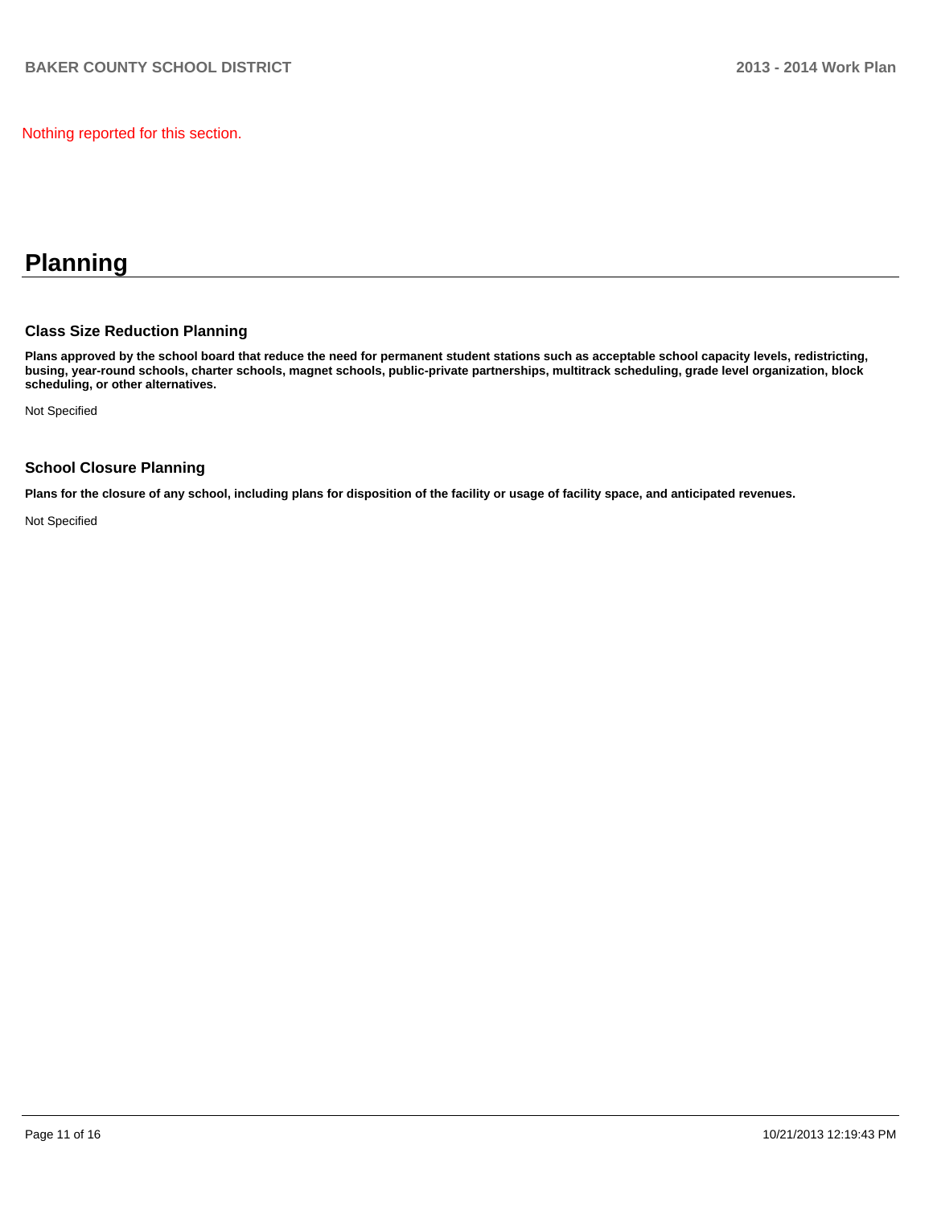Nothing reported for this section.

# Planning

### Class Size Reduction Planning

**Plans approved by the school board that reduce the need for permanent student stations such as acceptable school capacity levels, redistricting, busing, year-round schools, charter schools, magnet schools, public-private partnerships, multitrack scheduling, grade level organization, block scheduling, or other alternatives.**

Not Specified

### School Closure Planning

**Plans for the closure of any school, including plans for disposition of the facility or usage of facility space, and anticipated revenues.**

Not Specified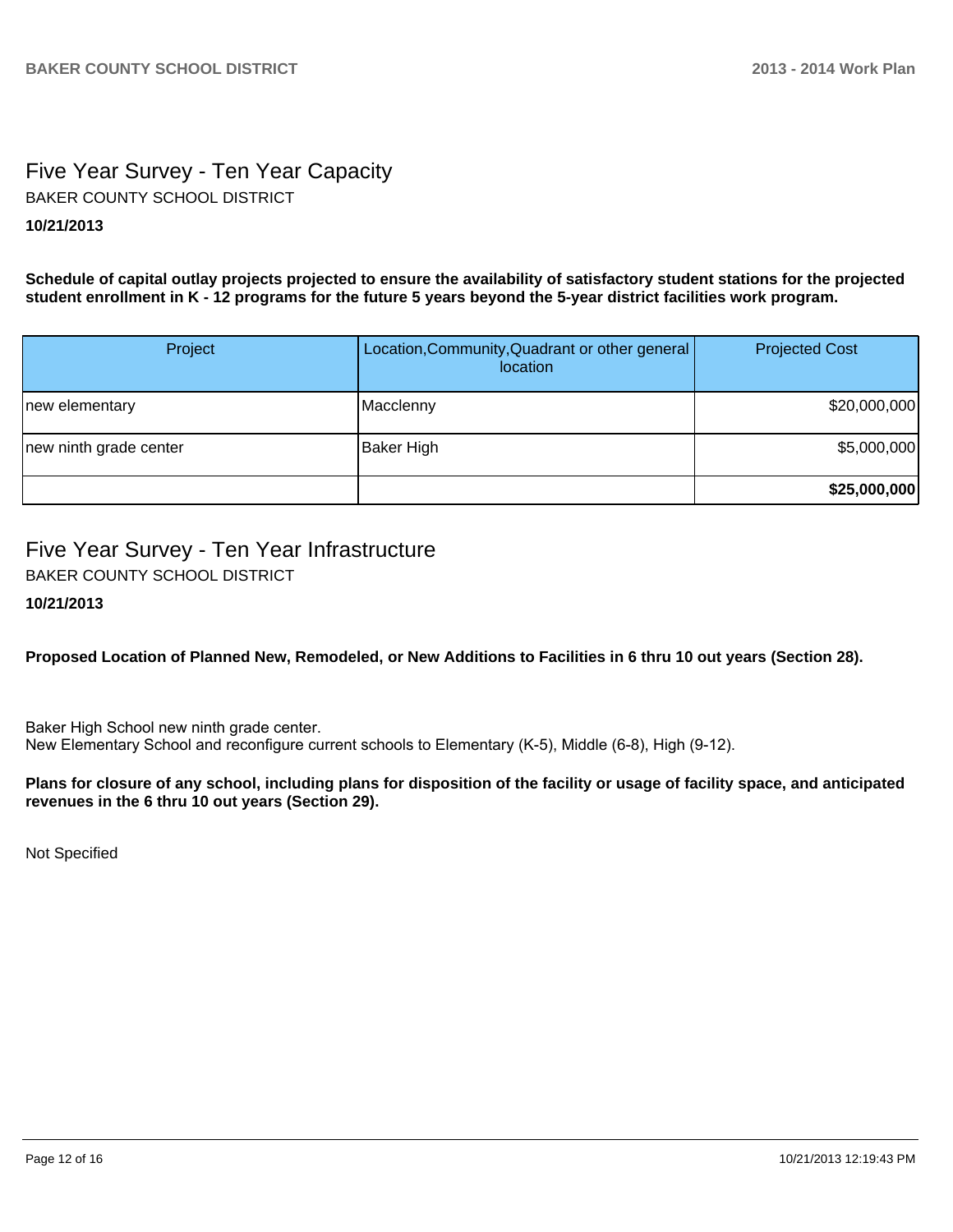## Five Year Survey - Ten Year Capacity

BAKER COUNTY SCHOOL DISTRICT

**10/21/2013**

**Schedule of capital outlay projects projected to ensure the availability of satisfactory student stations for the projected student enrollment in K - 12 programs for the future 5 years beyond the 5-year district facilities work program.**

| Project | Location,Community,Quadrant or other general location | Projected Cost |
|---|---|---|
| new elementary | Macclenny | $20,000,000 |
| new ninth grade center | Baker High | $5,000,000 |
| | | **$25,000,000** |

## Five Year Survey - Ten Year Infrastructure

BAKER COUNTY SCHOOL DISTRICT

**10/21/2013**

**Proposed Location of Planned New, Remodeled, or New Additions to Facilities in 6 thru 10 out years (Section 28).**

Baker High School new ninth grade center.
New Elementary School and reconfigure current schools to Elementary (K-5), Middle (6-8), High (9-12).

**Plans for closure of any school, including plans for disposition of the facility or usage of facility space, and anticipated revenues in the 6 thru 10 out years (Section 29).**

Not Specified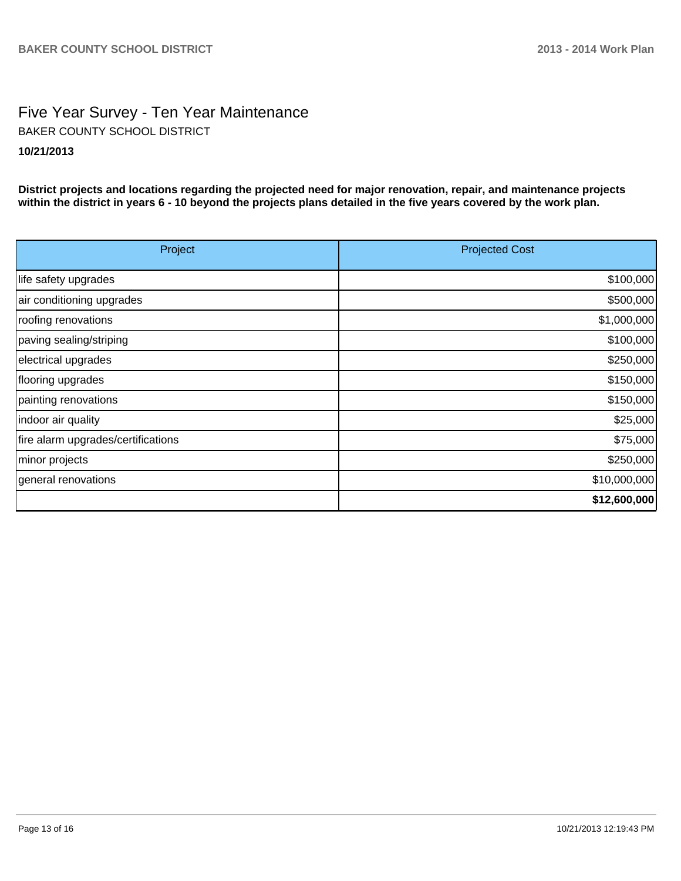# Five Year Survey - Ten Year Maintenance

BAKER COUNTY SCHOOL DISTRICT

**10/21/2013**

**District projects and locations regarding the projected need for major renovation, repair, and maintenance projects within the district in years 6 - 10 beyond the projects plans detailed in the five years covered by the work plan.**

| Project | Projected Cost |
|---|---:|
| life safety upgrades | $100,000 |
| air conditioning upgrades | $500,000 |
| roofing renovations | $1,000,000 |
| paving sealing/striping | $100,000 |
| electrical upgrades | $250,000 |
| flooring upgrades | $150,000 |
| painting renovations | $150,000 |
| indoor air quality | $25,000 |
| fire alarm upgrades/certifications | $75,000 |
| minor projects | $250,000 |
| general renovations | $10,000,000 |
| | **$12,600,000** |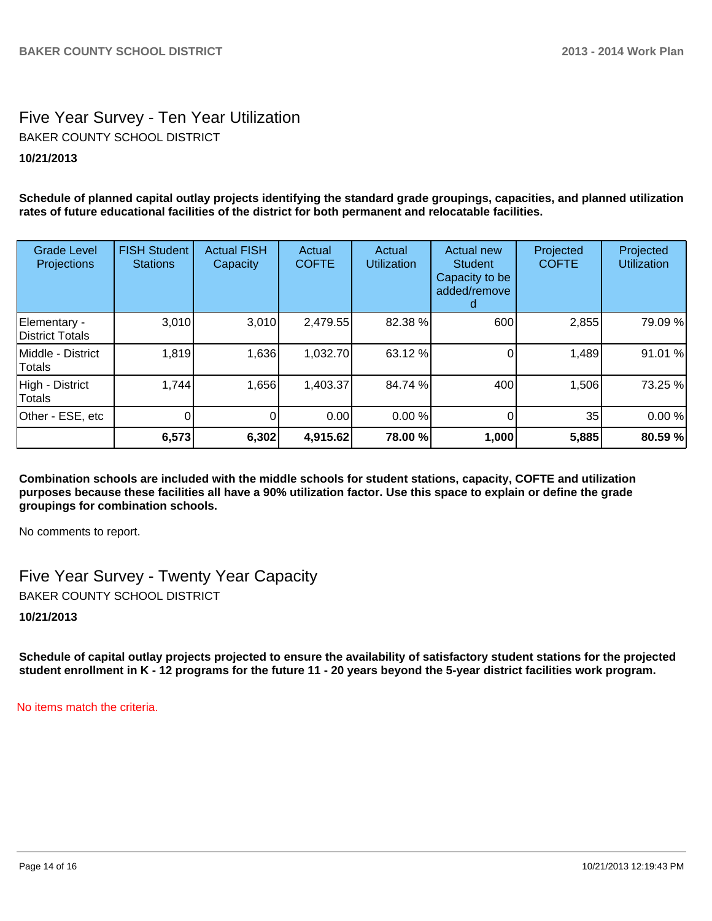## Five Year Survey - Ten Year Utilization

BAKER COUNTY SCHOOL DISTRICT

**10/21/2013**

**Schedule of planned capital outlay projects identifying the standard grade groupings, capacities, and planned utilization rates of future educational facilities of the district for both permanent and relocatable facilities.**

| Grade Level Projections | FISH Student Stations | Actual FISH Capacity | Actual COFTE | Actual Utilization | Actual new Student Capacity to be added/removed | Projected COFTE | Projected Utilization |
|---|---|---|---|---|---|---|---|
| Elementary - District Totals | 3,010 | 3,010 | 2,479.55 | 82.38 % | 600 | 2,855 | 79.09 % |
| Middle - District Totals | 1,819 | 1,636 | 1,032.70 | 63.12 % | 0 | 1,489 | 91.01 % |
| High - District Totals | 1,744 | 1,656 | 1,403.37 | 84.74 % | 400 | 1,506 | 73.25 % |
| Other - ESE, etc | 0 | 0 | 0.00 | 0.00 % | 0 | 35 | 0.00 % |
| | **6,573** | **6,302** | **4,915.62** | **78.00 %** | **1,000** | **5,885** | **80.59 %** |

**Combination schools are included with the middle schools for student stations, capacity, COFTE and utilization purposes because these facilities all have a 90% utilization factor. Use this space to explain or define the grade groupings for combination schools.**

No comments to report.

## Five Year Survey - Twenty Year Capacity

BAKER COUNTY SCHOOL DISTRICT

**10/21/2013**

**Schedule of capital outlay projects projected to ensure the availability of satisfactory student stations for the projected student enrollment in K - 12 programs for the future 11 - 20 years beyond the 5-year district facilities work program.**

No items match the criteria.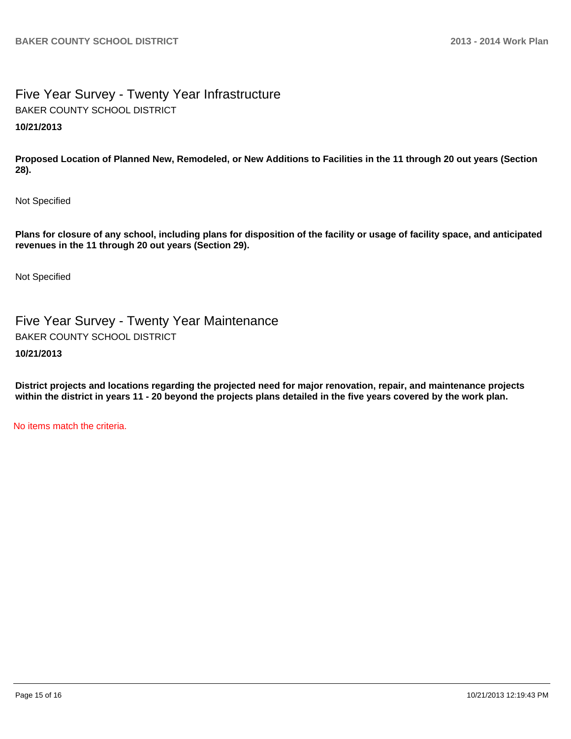## Five Year Survey - Twenty Year Infrastructure

BAKER COUNTY SCHOOL DISTRICT

**10/21/2013**

**Proposed Location of Planned New, Remodeled, or New Additions to Facilities in the 11 through 20 out years (Section 28).**

Not Specified

**Plans for closure of any school, including plans for disposition of the facility or usage of facility space, and anticipated revenues in the 11 through 20 out years (Section 29).**

Not Specified

## Five Year Survey - Twenty Year Maintenance

BAKER COUNTY SCHOOL DISTRICT

**10/21/2013**

**District projects and locations regarding the projected need for major renovation, repair, and maintenance projects within the district in years 11 - 20 beyond the projects plans detailed in the five years covered by the work plan.**

No items match the criteria.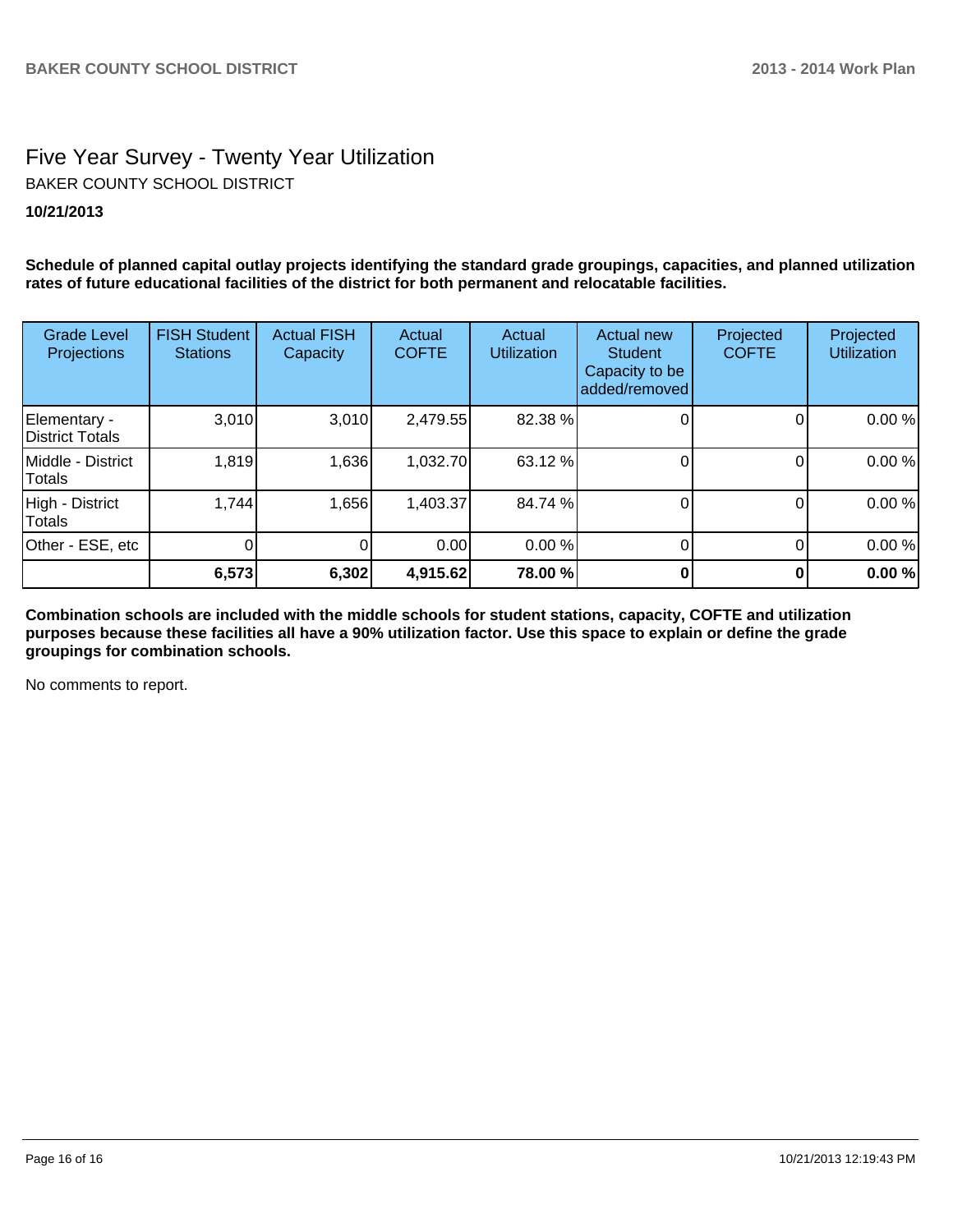# Five Year Survey - Twenty Year Utilization

BAKER COUNTY SCHOOL DISTRICT

**10/21/2013**

**Schedule of planned capital outlay projects identifying the standard grade groupings, capacities, and planned utilization rates of future educational facilities of the district for both permanent and relocatable facilities.**

| Grade Level Projections | FISH Student Stations | Actual FISH Capacity | Actual COFTE | Actual Utilization | Actual new Student Capacity to be added/removed | Projected COFTE | Projected Utilization |
|---|---|---|---|---|---|---|---|
| Elementary - District Totals | 3,010 | 3,010 | 2,479.55 | 82.38 % | 0 | 0 | 0.00 % |
| Middle - District Totals | 1,819 | 1,636 | 1,032.70 | 63.12 % | 0 | 0 | 0.00 % |
| High - District Totals | 1,744 | 1,656 | 1,403.37 | 84.74 % | 0 | 0 | 0.00 % |
| Other - ESE, etc | 0 | 0 | 0.00 | 0.00 % | 0 | 0 | 0.00 % |
| | **6,573** | **6,302** | **4,915.62** | **78.00 %** | **0** | **0** | **0.00 %** |

**Combination schools are included with the middle schools for student stations, capacity, COFTE and utilization purposes because these facilities all have a 90% utilization factor. Use this space to explain or define the grade groupings for combination schools.**

No comments to report.